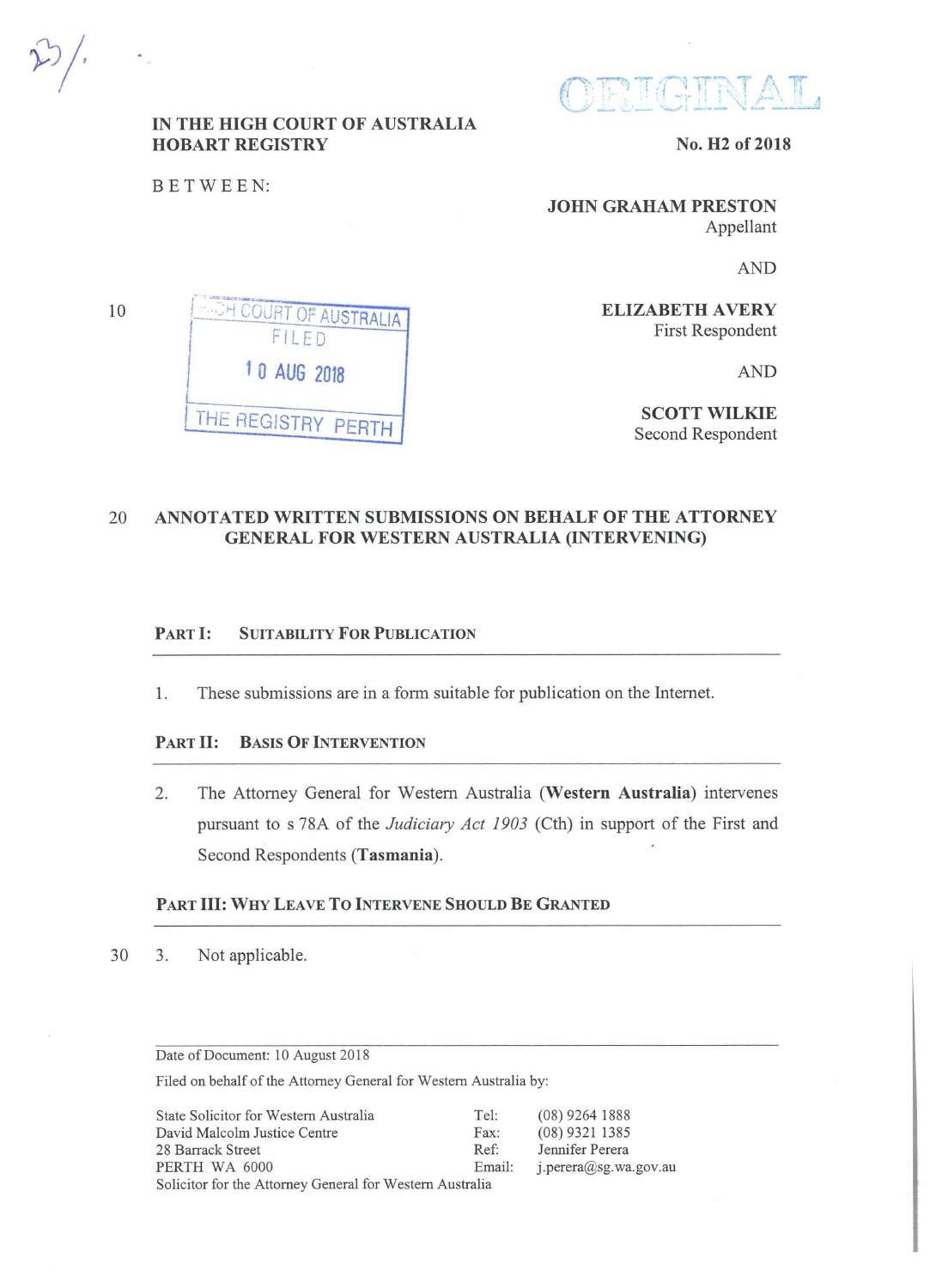IN THE HIGH COURT OF AUSTRALIA
HOBART REGISTRY

No. H2 of 2018

BETWEEN:

**JOHN GRAHAM PRESTON**
Appellant

AND

**ELIZABETH AVERY**
First Respondent

AND

**SCOTT WILKIE**
Second Respondent

HIGH COURT OF AUSTRALIA
FILED
10 AUG 2018
THE REGISTRY PERTH

## ANNOTATED WRITTEN SUBMISSIONS ON BEHALF OF THE ATTORNEY GENERAL FOR WESTERN AUSTRALIA (INTERVENING)

### PART I: SUITABILITY FOR PUBLICATION

1. These submissions are in a form suitable for publication on the Internet.

### PART II: BASIS OF INTERVENTION

2. The Attorney General for Western Australia (**Western Australia**) intervenes pursuant to s 78A of the *Judiciary Act 1903* (Cth) in support of the First and Second Respondents (**Tasmania**).

### PART III: WHY LEAVE TO INTERVENE SHOULD BE GRANTED

3. Not applicable.

Date of Document: 10 August 2018

Filed on behalf of the Attorney General for Western Australia by:

| | | |
|---|---|---|
| State Solicitor for Western Australia | Tel: | (08) 9264 1888 |
| David Malcolm Justice Centre | Fax: | (08) 9321 1385 |
| 28 Barrack Street | Ref: | Jennifer Perera |
| PERTH WA 6000 | Email: | j.perera@sg.wa.gov.au |
| Solicitor for the Attorney General for Western Australia | | |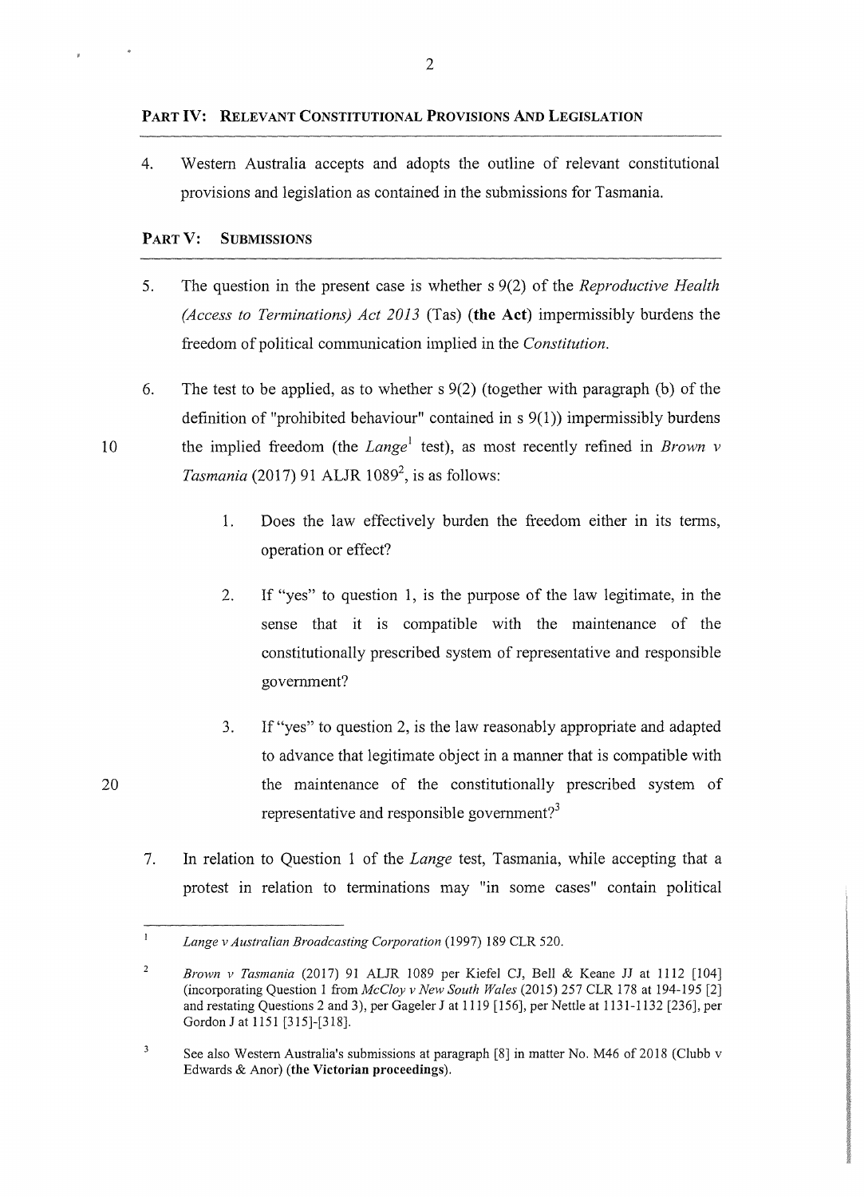## PART IV: RELEVANT CONSTITUTIONAL PROVISIONS AND LEGISLATION

4. Western Australia accepts and adopts the outline of relevant constitutional provisions and legislation as contained in the submissions for Tasmania.

## PART V: SUBMISSIONS

5. The question in the present case is whether s 9(2) of the *Reproductive Health (Access to Terminations) Act 2013* (Tas) (**the Act**) impermissibly burdens the freedom of political communication implied in the *Constitution*.

6. The test to be applied, as to whether s 9(2) (together with paragraph (b) of the definition of "prohibited behaviour" contained in s 9(1)) impermissibly burdens the implied freedom (the *Lange*[1] test), as most recently refined in *Brown v Tasmania* (2017) 91 ALJR 1089[2], is as follows:

   1. Does the law effectively burden the freedom either in its terms, operation or effect?

   2. If "yes" to question 1, is the purpose of the law legitimate, in the sense that it is compatible with the maintenance of the constitutionally prescribed system of representative and responsible government?

   3. If "yes" to question 2, is the law reasonably appropriate and adapted to advance that legitimate object in a manner that is compatible with the maintenance of the constitutionally prescribed system of representative and responsible government?[3]

7. In relation to Question 1 of the *Lange* test, Tasmania, while accepting that a protest in relation to terminations may "in some cases" contain political

---

[1] *Lange v Australian Broadcasting Corporation* (1997) 189 CLR 520.

[2] *Brown v Tasmania* (2017) 91 ALJR 1089 per Kiefel CJ, Bell & Keane JJ at 1112 [104] (incorporating Question 1 from *McCloy v New South Wales* (2015) 257 CLR 178 at 194-195 [2] and restating Questions 2 and 3), per Gageler J at 1119 [156], per Nettle at 1131-1132 [236], per Gordon J at 1151 [315]-[318].

[3] See also Western Australia's submissions at paragraph [8] in matter No. M46 of 2018 (Clubb v Edwards & Anor) (**the Victorian proceedings**).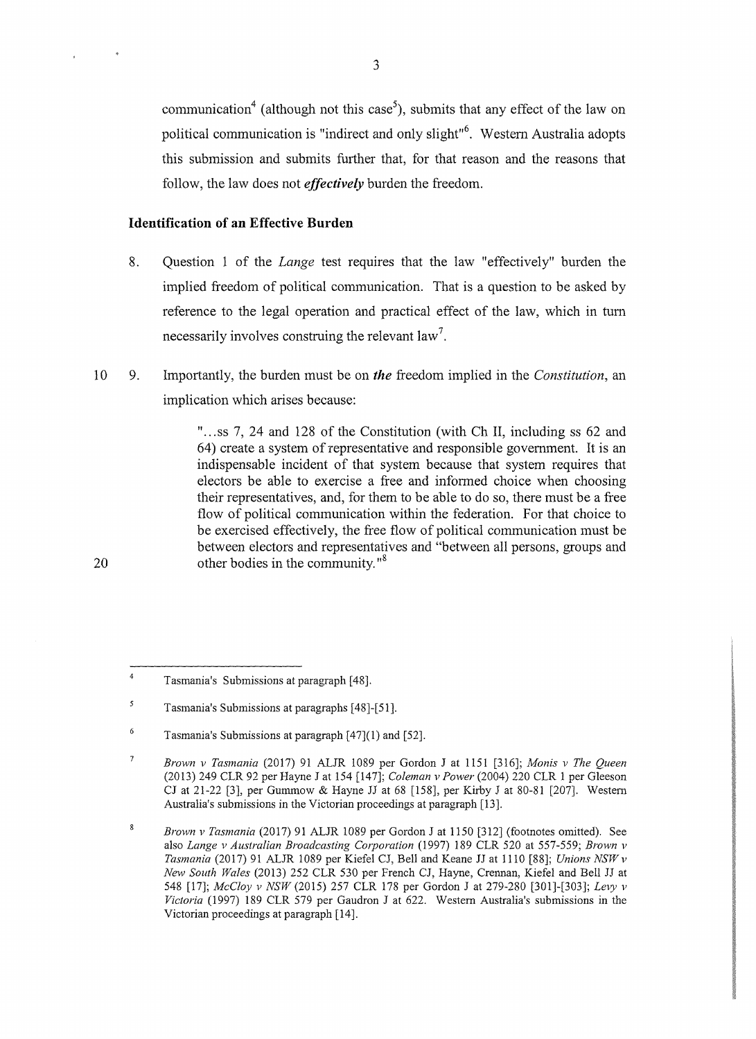communication[4] (although not this case[5]), submits that any effect of the law on political communication is "indirect and only slight"[6]. Western Australia adopts this submission and submits further that, for that reason and the reasons that follow, the law does not ***effectively*** burden the freedom.

## Identification of an Effective Burden

8. Question 1 of the *Lange* test requires that the law "effectively" burden the implied freedom of political communication. That is a question to be asked by reference to the legal operation and practical effect of the law, which in turn necessarily involves construing the relevant law[7].

9. Importantly, the burden must be on ***the*** freedom implied in the *Constitution*, an implication which arises because:

> "...ss 7, 24 and 128 of the Constitution (with Ch II, including ss 62 and 64) create a system of representative and responsible government. It is an indispensable incident of that system because that system requires that electors be able to exercise a free and informed choice when choosing their representatives, and, for them to be able to do so, there must be a free flow of political communication within the federation. For that choice to be exercised effectively, the free flow of political communication must be between electors and representatives and "between all persons, groups and other bodies in the community."[8]

---

[4] Tasmania's Submissions at paragraph [48].

[5] Tasmania's Submissions at paragraphs [48]-[51].

[6] Tasmania's Submissions at paragraph [47](1) and [52].

[7] *Brown v Tasmania* (2017) 91 ALJR 1089 per Gordon J at 1151 [316]; *Monis v The Queen* (2013) 249 CLR 92 per Hayne J at 154 [147]; *Coleman v Power* (2004) 220 CLR 1 per Gleeson CJ at 21-22 [3], per Gummow & Hayne JJ at 68 [158], per Kirby J at 80-81 [207]. Western Australia's submissions in the Victorian proceedings at paragraph [13].

[8] *Brown v Tasmania* (2017) 91 ALJR 1089 per Gordon J at 1150 [312] (footnotes omitted). See also *Lange v Australian Broadcasting Corporation* (1997) 189 CLR 520 at 557-559; *Brown v Tasmania* (2017) 91 ALJR 1089 per Kiefel CJ, Bell and Keane JJ at 1110 [88]; *Unions NSW v New South Wales* (2013) 252 CLR 530 per French CJ, Hayne, Crennan, Kiefel and Bell JJ at 548 [17]; *McCloy v NSW* (2015) 257 CLR 178 per Gordon J at 279-280 [301]-[303]; *Levy v Victoria* (1997) 189 CLR 579 per Gaudron J at 622. Western Australia's submissions in the Victorian proceedings at paragraph [14].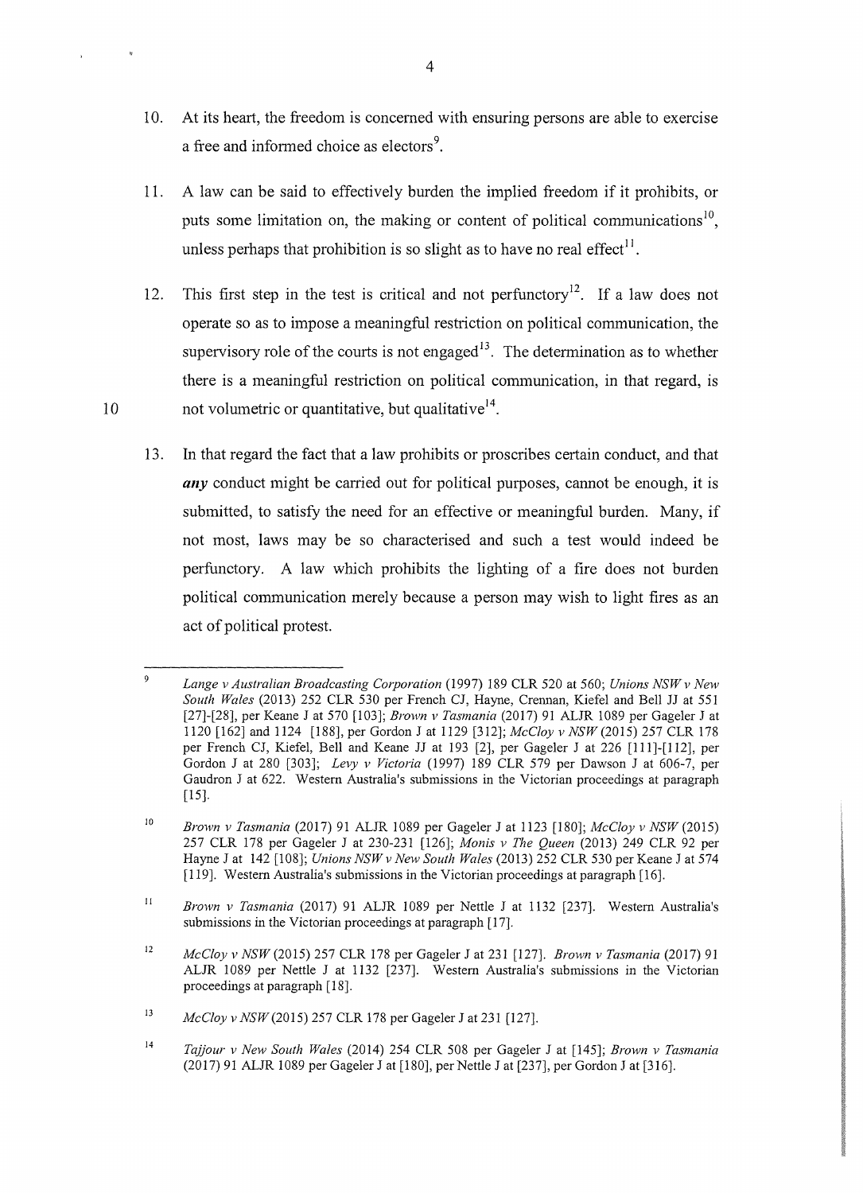10. At its heart, the freedom is concerned with ensuring persons are able to exercise a free and informed choice as electors[9].

11. A law can be said to effectively burden the implied freedom if it prohibits, or puts some limitation on, the making or content of political communications[10], unless perhaps that prohibition is so slight as to have no real effect[11].

12. This first step in the test is critical and not perfunctory[12]. If a law does not operate so as to impose a meaningful restriction on political communication, the supervisory role of the courts is not engaged[13]. The determination as to whether there is a meaningful restriction on political communication, in that regard, is not volumetric or quantitative, but qualitative[14].

13. In that regard the fact that a law prohibits or proscribes certain conduct, and that ***any*** conduct might be carried out for political purposes, cannot be enough, it is submitted, to satisfy the need for an effective or meaningful burden. Many, if not most, laws may be so characterised and such a test would indeed be perfunctory. A law which prohibits the lighting of a fire does not burden political communication merely because a person may wish to light fires as an act of political protest.

---

[9] *Lange v Australian Broadcasting Corporation* (1997) 189 CLR 520 at 560; *Unions NSW v New South Wales* (2013) 252 CLR 530 per French CJ, Hayne, Crennan, Kiefel and Bell JJ at 551 [27]-[28], per Keane J at 570 [103]; *Brown v Tasmania* (2017) 91 ALJR 1089 per Gageler J at 1120 [162] and 1124 [188], per Gordon J at 1129 [312]; *McCloy v NSW* (2015) 257 CLR 178 per French CJ, Kiefel, Bell and Keane JJ at 193 [2], per Gageler J at 226 [111]-[112], per Gordon J at 280 [303]; *Levy v Victoria* (1997) 189 CLR 579 per Dawson J at 606-7, per Gaudron J at 622. Western Australia's submissions in the Victorian proceedings at paragraph [15].

[10] *Brown v Tasmania* (2017) 91 ALJR 1089 per Gageler J at 1123 [180]; *McCloy v NSW* (2015) 257 CLR 178 per Gageler J at 230-231 [126]; *Monis v The Queen* (2013) 249 CLR 92 per Hayne J at 142 [108]; *Unions NSW v New South Wales* (2013) 252 CLR 530 per Keane J at 574 [119]. Western Australia's submissions in the Victorian proceedings at paragraph [16].

[11] *Brown v Tasmania* (2017) 91 ALJR 1089 per Nettle J at 1132 [237]. Western Australia's submissions in the Victorian proceedings at paragraph [17].

[12] *McCloy v NSW* (2015) 257 CLR 178 per Gageler J at 231 [127]. *Brown v Tasmania* (2017) 91 ALJR 1089 per Nettle J at 1132 [237]. Western Australia's submissions in the Victorian proceedings at paragraph [18].

[13] *McCloy v NSW* (2015) 257 CLR 178 per Gageler J at 231 [127].

[14] *Tajjour v New South Wales* (2014) 254 CLR 508 per Gageler J at [145]; *Brown v Tasmania* (2017) 91 ALJR 1089 per Gageler J at [180], per Nettle J at [237], per Gordon J at [316].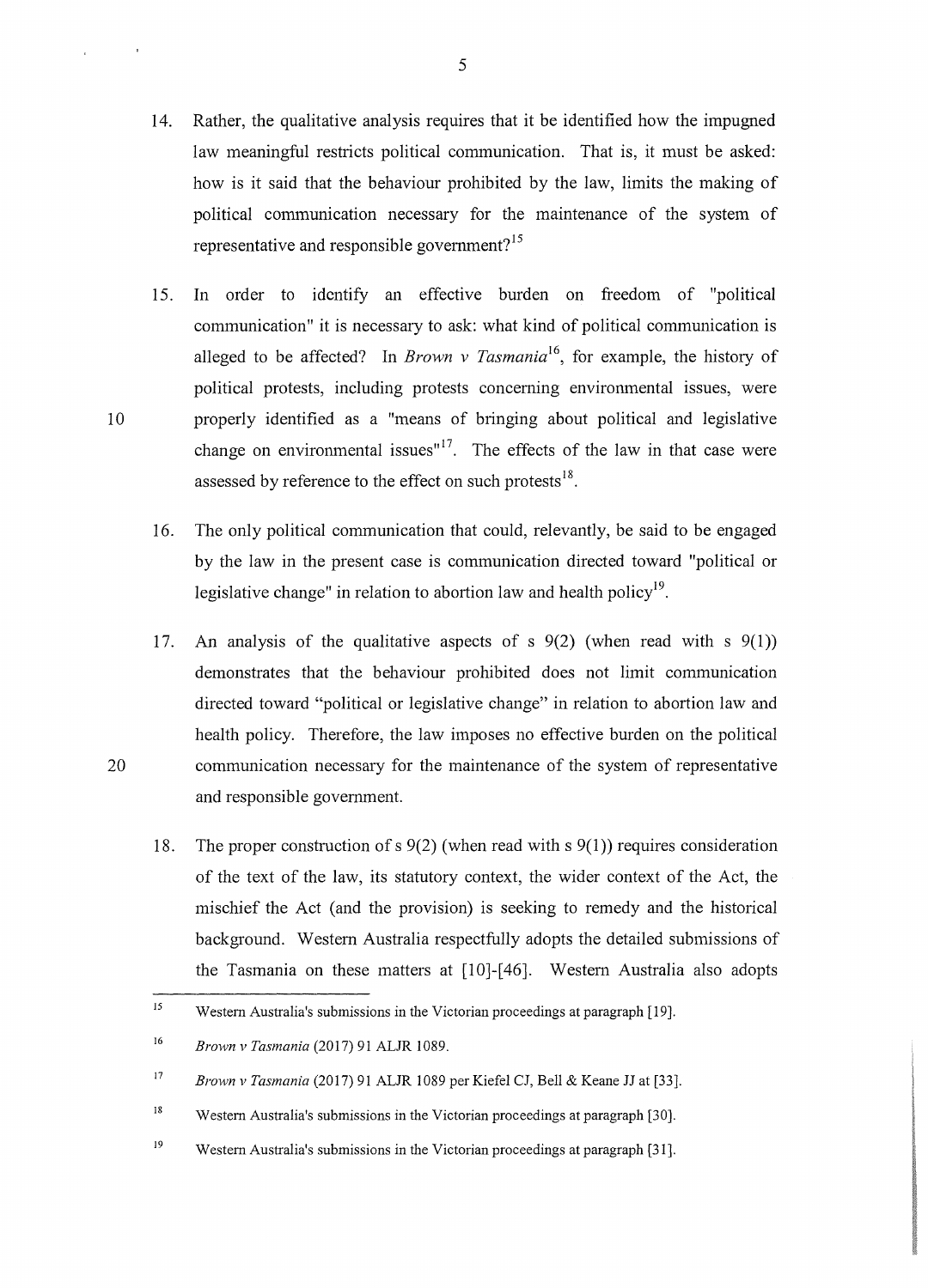14. Rather, the qualitative analysis requires that it be identified how the impugned law meaningful restricts political communication. That is, it must be asked: how is it said that the behaviour prohibited by the law, limits the making of political communication necessary for the maintenance of the system of representative and responsible government?[15]

15. In order to identify an effective burden on freedom of "political communication" it is necessary to ask: what kind of political communication is alleged to be affected? In *Brown v Tasmania*[16], for example, the history of political protests, including protests concerning environmental issues, were properly identified as a "means of bringing about political and legislative change on environmental issues"[17]. The effects of the law in that case were assessed by reference to the effect on such protests[18].

16. The only political communication that could, relevantly, be said to be engaged by the law in the present case is communication directed toward "political or legislative change" in relation to abortion law and health policy[19].

17. An analysis of the qualitative aspects of s 9(2) (when read with s 9(1)) demonstrates that the behaviour prohibited does not limit communication directed toward "political or legislative change" in relation to abortion law and health policy. Therefore, the law imposes no effective burden on the political communication necessary for the maintenance of the system of representative and responsible government.

18. The proper construction of s 9(2) (when read with s 9(1)) requires consideration of the text of the law, its statutory context, the wider context of the Act, the mischief the Act (and the provision) is seeking to remedy and the historical background. Western Australia respectfully adopts the detailed submissions of the Tasmania on these matters at [10]-[46]. Western Australia also adopts

---

15 Western Australia's submissions in the Victorian proceedings at paragraph [19].

16 *Brown v Tasmania* (2017) 91 ALJR 1089.

17 *Brown v Tasmania* (2017) 91 ALJR 1089 per Kiefel CJ, Bell & Keane JJ at [33].

18 Western Australia's submissions in the Victorian proceedings at paragraph [30].

19 Western Australia's submissions in the Victorian proceedings at paragraph [31].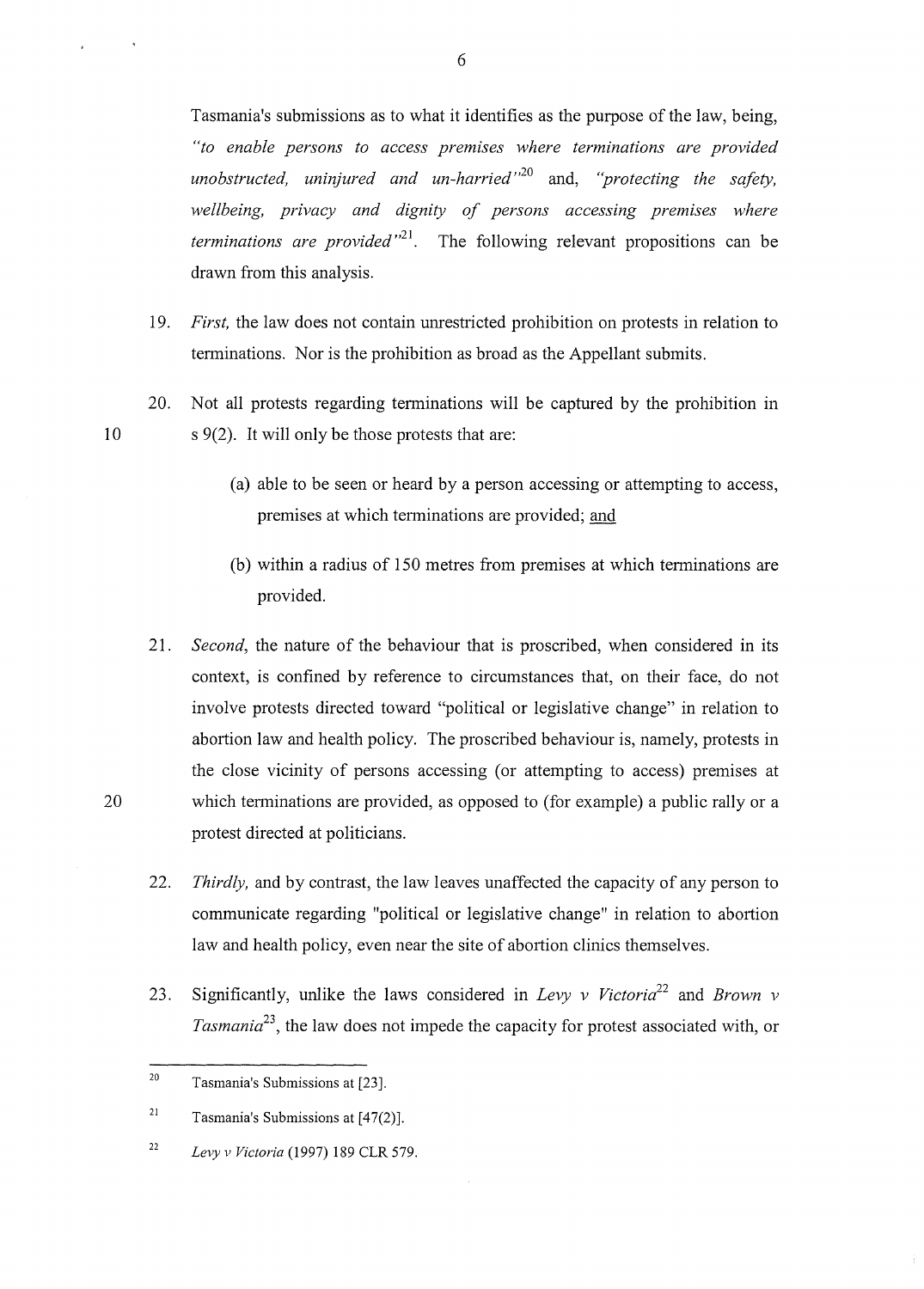Tasmania's submissions as to what it identifies as the purpose of the law, being, *"to enable persons to access premises where terminations are provided unobstructed, uninjured and un-harried"*[20] and, *"protecting the safety, wellbeing, privacy and dignity of persons accessing premises where terminations are provided"*[21]. The following relevant propositions can be drawn from this analysis.

19. *First,* the law does not contain unrestricted prohibition on protests in relation to terminations. Nor is the prohibition as broad as the Appellant submits.

20. Not all protests regarding terminations will be captured by the prohibition in s 9(2). It will only be those protests that are:

    (a) able to be seen or heard by a person accessing or attempting to access, premises at which terminations are provided; <u>and</u>

    (b) within a radius of 150 metres from premises at which terminations are provided.

21. *Second,* the nature of the behaviour that is proscribed, when considered in its context, is confined by reference to circumstances that, on their face, do not involve protests directed toward "political or legislative change" in relation to abortion law and health policy. The proscribed behaviour is, namely, protests in the close vicinity of persons accessing (or attempting to access) premises at which terminations are provided, as opposed to (for example) a public rally or a protest directed at politicians.

22. *Thirdly,* and by contrast, the law leaves unaffected the capacity of any person to communicate regarding "political or legislative change" in relation to abortion law and health policy, even near the site of abortion clinics themselves.

23. Significantly, unlike the laws considered in *Levy v Victoria*[22] and *Brown v Tasmania*[23], the law does not impede the capacity for protest associated with, or

---

[20] Tasmania's Submissions at [23].

[21] Tasmania's Submissions at [47(2)].

[22] *Levy v Victoria* (1997) 189 CLR 579.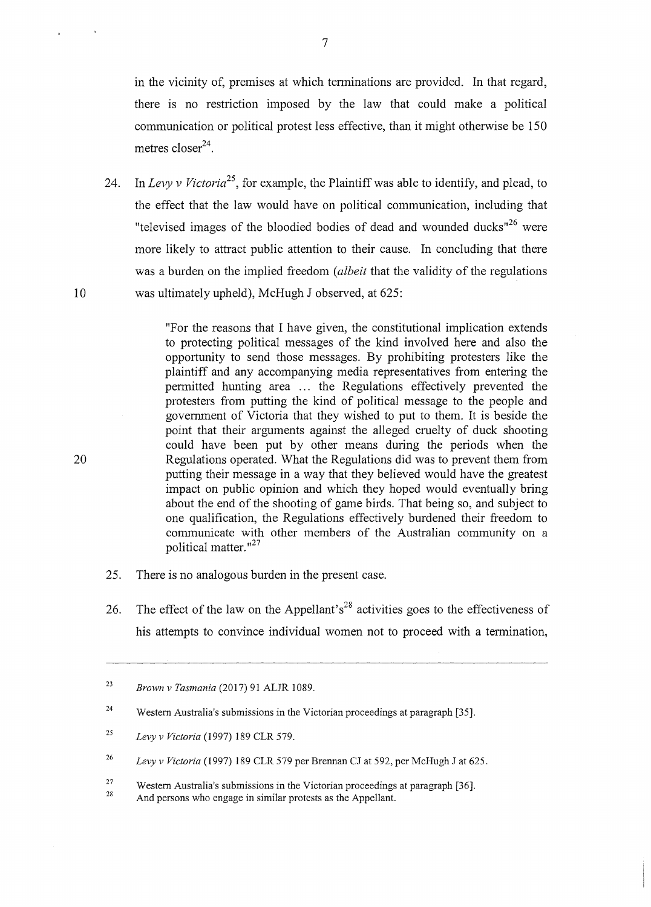in the vicinity of, premises at which terminations are provided. In that regard, there is no restriction imposed by the law that could make a political communication or political protest less effective, than it might otherwise be 150 metres closer[24].

24. In *Levy v Victoria*[25], for example, the Plaintiff was able to identify, and plead, to the effect that the law would have on political communication, including that "televised images of the bloodied bodies of dead and wounded ducks"[26] were more likely to attract public attention to their cause. In concluding that there was a burden on the implied freedom (*albeit* that the validity of the regulations was ultimately upheld), McHugh J observed, at 625:

> "For the reasons that I have given, the constitutional implication extends to protecting political messages of the kind involved here and also the opportunity to send those messages. By prohibiting protesters like the plaintiff and any accompanying media representatives from entering the permitted hunting area ... the Regulations effectively prevented the protesters from putting the kind of political message to the people and government of Victoria that they wished to put to them. It is beside the point that their arguments against the alleged cruelty of duck shooting could have been put by other means during the periods when the Regulations operated. What the Regulations did was to prevent them from putting their message in a way that they believed would have the greatest impact on public opinion and which they hoped would eventually bring about the end of the shooting of game birds. That being so, and subject to one qualification, the Regulations effectively burdened their freedom to communicate with other members of the Australian community on a political matter."[27]

25. There is no analogous burden in the present case.

26. The effect of the law on the Appellant's[28] activities goes to the effectiveness of his attempts to convince individual women not to proceed with a termination,

---

[23] *Brown v Tasmania* (2017) 91 ALJR 1089.

[24] Western Australia's submissions in the Victorian proceedings at paragraph [35].

[25] *Levy v Victoria* (1997) 189 CLR 579.

[26] *Levy v Victoria* (1997) 189 CLR 579 per Brennan CJ at 592, per McHugh J at 625.

[27] Western Australia's submissions in the Victorian proceedings at paragraph [36].

[28] And persons who engage in similar protests as the Appellant.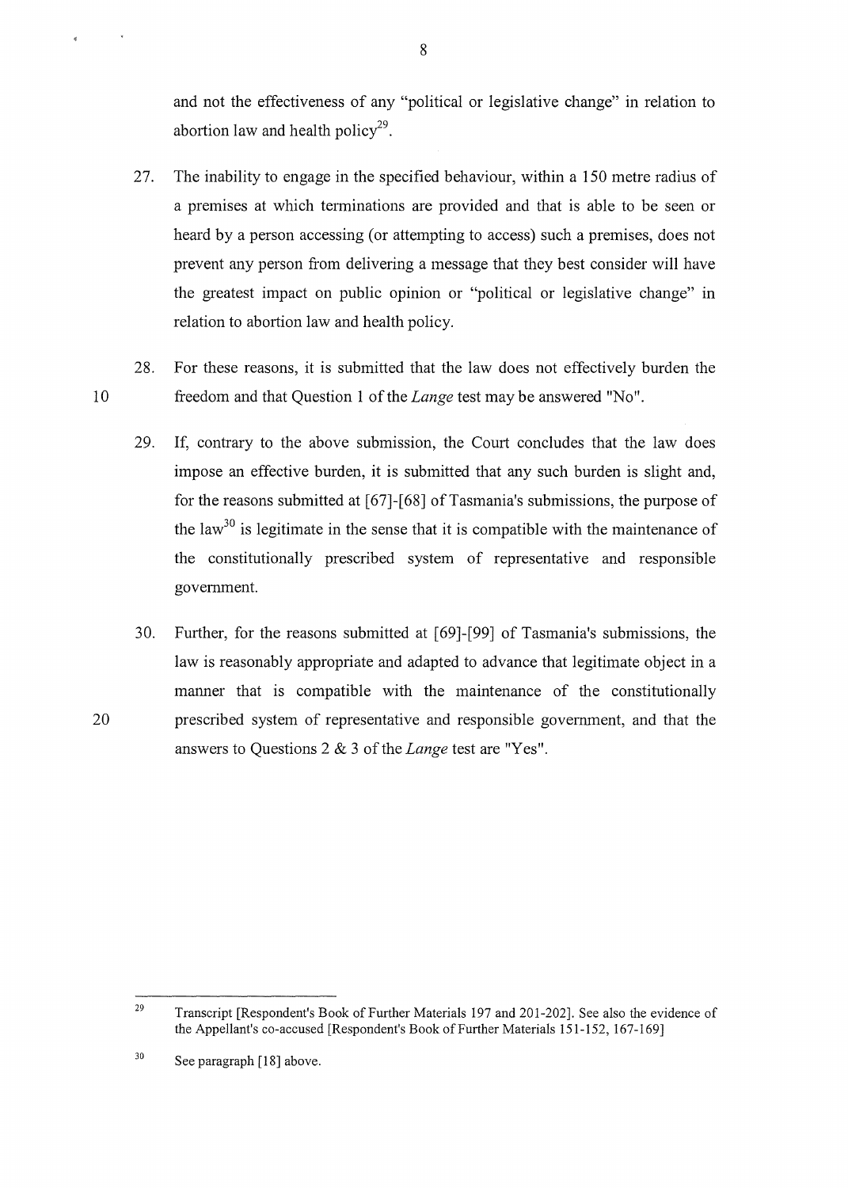and not the effectiveness of any "political or legislative change" in relation to abortion law and health policy[29].

27. The inability to engage in the specified behaviour, within a 150 metre radius of a premises at which terminations are provided and that is able to be seen or heard by a person accessing (or attempting to access) such a premises, does not prevent any person from delivering a message that they best consider will have the greatest impact on public opinion or "political or legislative change" in relation to abortion law and health policy.

28. For these reasons, it is submitted that the law does not effectively burden the freedom and that Question 1 of the *Lange* test may be answered "No".

29. If, contrary to the above submission, the Court concludes that the law does impose an effective burden, it is submitted that any such burden is slight and, for the reasons submitted at [67]-[68] of Tasmania's submissions, the purpose of the law[30] is legitimate in the sense that it is compatible with the maintenance of the constitutionally prescribed system of representative and responsible government.

30. Further, for the reasons submitted at [69]-[99] of Tasmania's submissions, the law is reasonably appropriate and adapted to advance that legitimate object in a manner that is compatible with the maintenance of the constitutionally prescribed system of representative and responsible government, and that the answers to Questions 2 & 3 of the *Lange* test are "Yes".

---

[29] Transcript [Respondent's Book of Further Materials 197 and 201-202]. See also the evidence of the Appellant's co-accused [Respondent's Book of Further Materials 151-152, 167-169]

[30] See paragraph [18] above.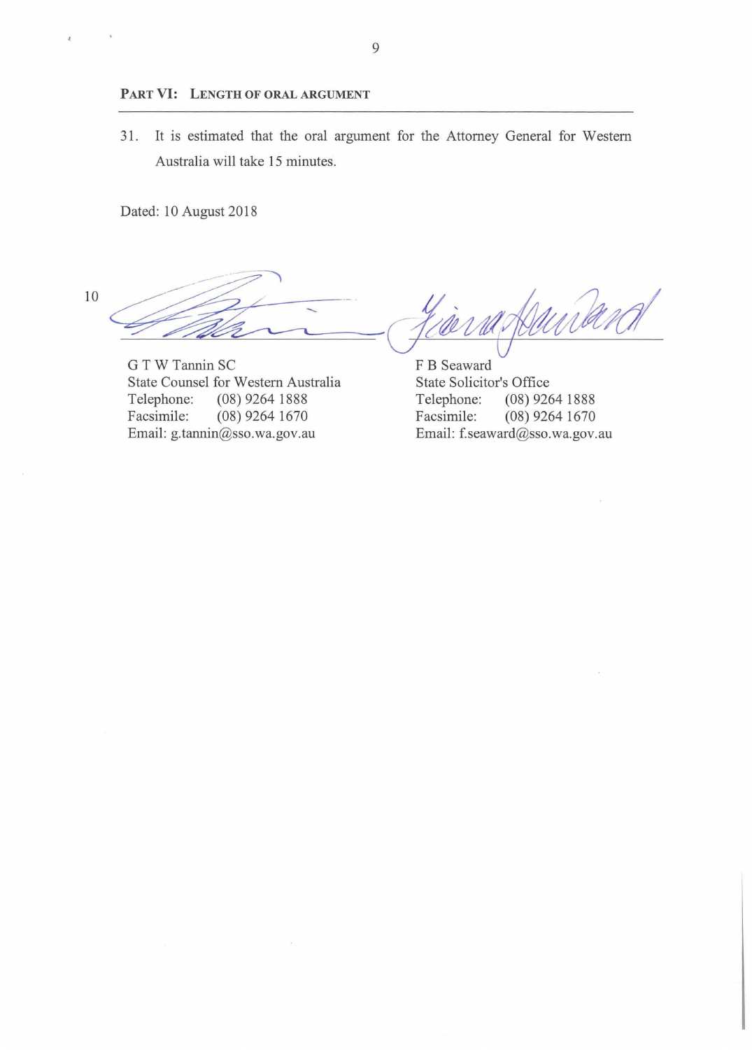## PART VI: LENGTH OF ORAL ARGUMENT

31. It is estimated that the oral argument for the Attorney General for Western Australia will take 15 minutes.

Dated: 10 August 2018

G T W Tannin SC
State Counsel for Western Australia
Telephone: (08) 9264 1888
Facsimile: (08) 9264 1670
Email: g.tannin@sso.wa.gov.au

F B Seaward
State Solicitor's Office
Telephone: (08) 9264 1888
Facsimile: (08) 9264 1670
Email: f.seaward@sso.wa.gov.au